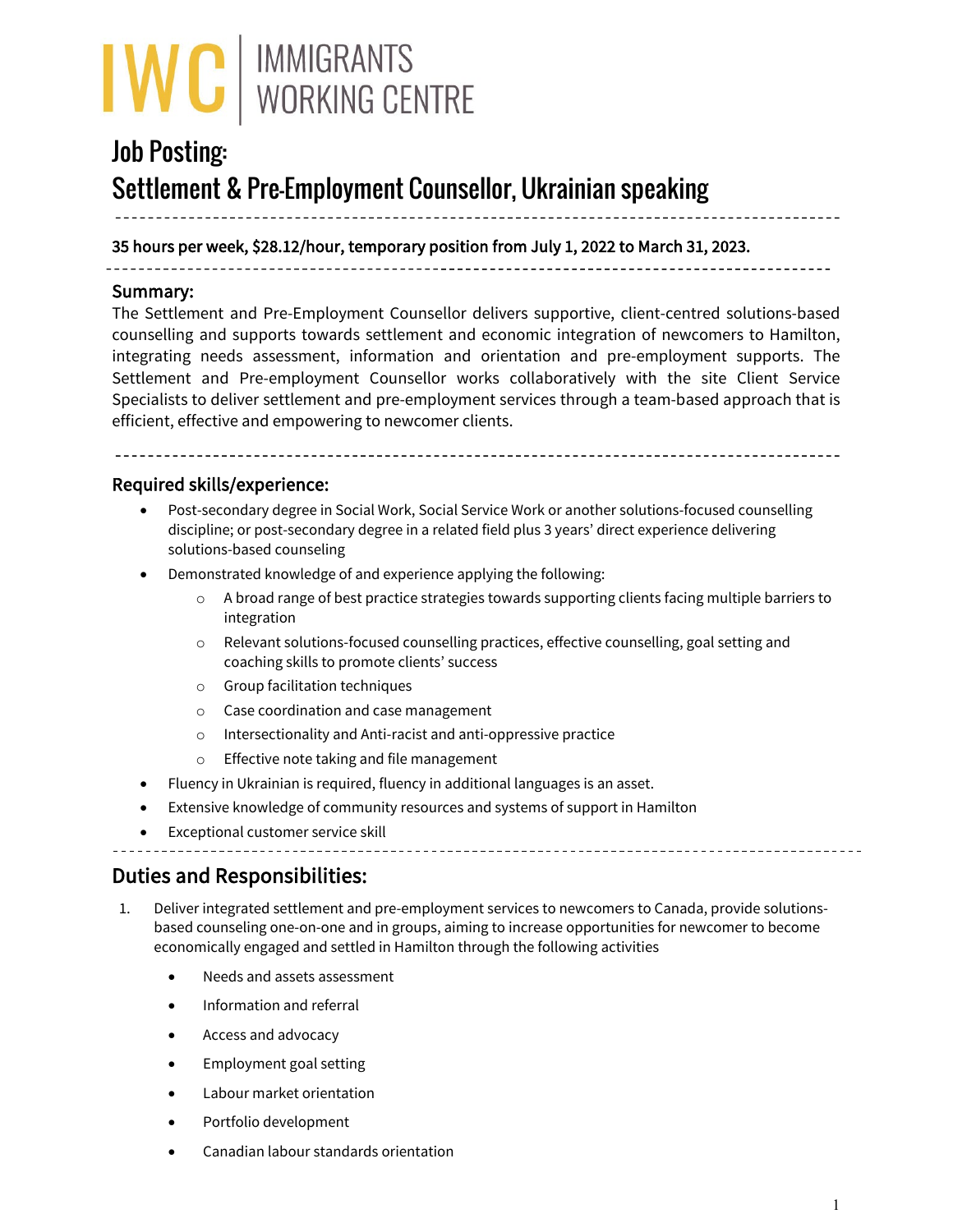IWC | IMMIGRANTS WORKING CENTRE

# Job Posting:
# Settlement & Pre-Employment Counsellor, Ukrainian speaking

---

**35 hours per week, $28.12/hour, temporary position from July 1, 2022 to March 31, 2023.**

---

## Summary:

The Settlement and Pre-Employment Counsellor delivers supportive, client-centred solutions-based counselling and supports towards settlement and economic integration of newcomers to Hamilton, integrating needs assessment, information and orientation and pre-employment supports. The Settlement and Pre-employment Counsellor works collaboratively with the site Client Service Specialists to deliver settlement and pre-employment services through a team-based approach that is efficient, effective and empowering to newcomer clients.

---

## Required skills/experience:

- Post-secondary degree in Social Work, Social Service Work or another solutions-focused counselling discipline; or post-secondary degree in a related field plus 3 years' direct experience delivering solutions-based counseling
- Demonstrated knowledge of and experience applying the following:
  - A broad range of best practice strategies towards supporting clients facing multiple barriers to integration
  - Relevant solutions-focused counselling practices, effective counselling, goal setting and coaching skills to promote clients' success
  - Group facilitation techniques
  - Case coordination and case management
  - Intersectionality and Anti-racist and anti-oppressive practice
  - Effective note taking and file management
- Fluency in Ukrainian is required, fluency in additional languages is an asset.
- Extensive knowledge of community resources and systems of support in Hamilton
- Exceptional customer service skill

---

## Duties and Responsibilities:

1. Deliver integrated settlement and pre-employment services to newcomers to Canada, provide solutions-based counseling one-on-one and in groups, aiming to increase opportunities for newcomer to become economically engaged and settled in Hamilton through the following activities
   - Needs and assets assessment
   - Information and referral
   - Access and advocacy
   - Employment goal setting
   - Labour market orientation
   - Portfolio development
   - Canadian labour standards orientation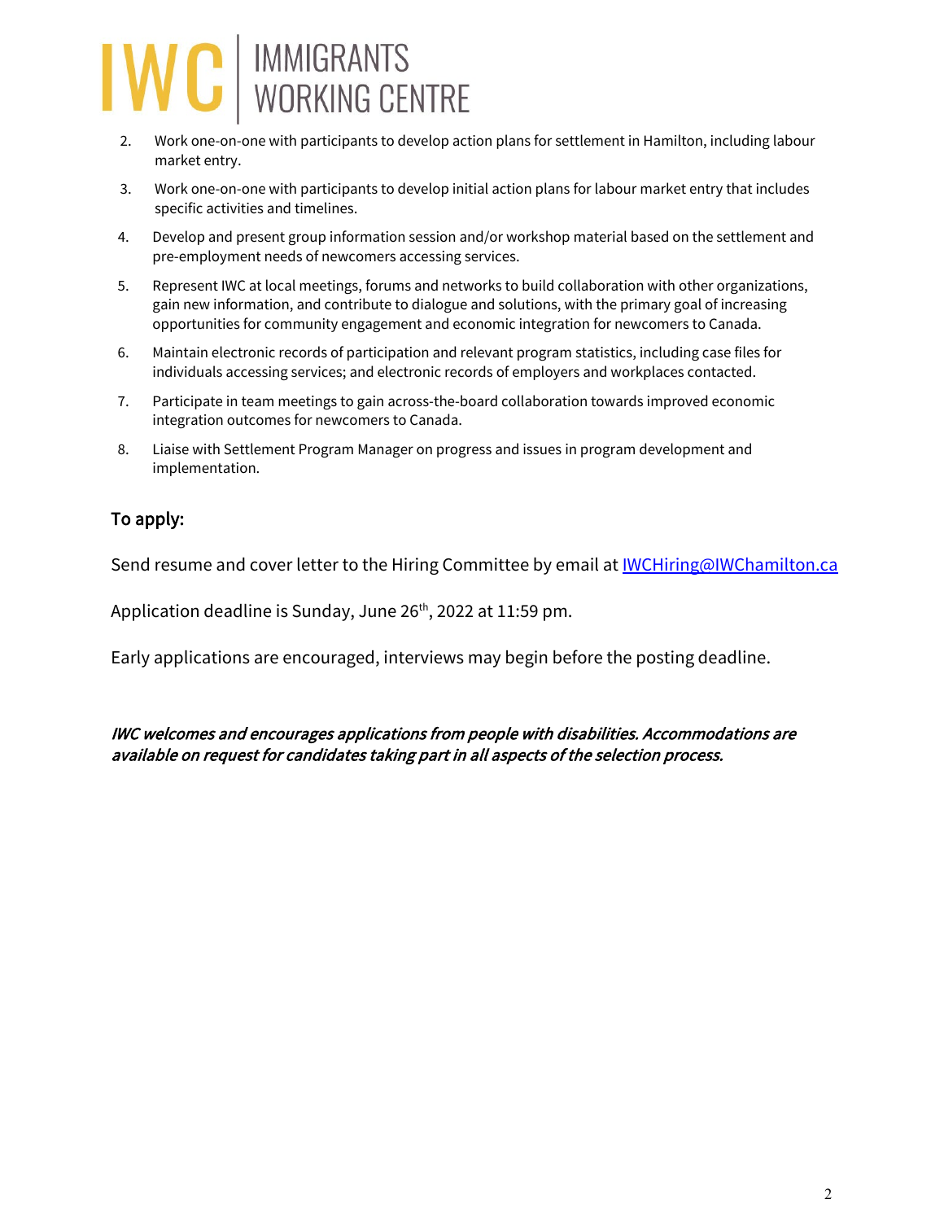2. Work one-on-one with participants to develop action plans for settlement in Hamilton, including labour market entry.
3. Work one-on-one with participants to develop initial action plans for labour market entry that includes specific activities and timelines.
4. Develop and present group information session and/or workshop material based on the settlement and pre-employment needs of newcomers accessing services.
5. Represent IWC at local meetings, forums and networks to build collaboration with other organizations, gain new information, and contribute to dialogue and solutions, with the primary goal of increasing opportunities for community engagement and economic integration for newcomers to Canada.
6. Maintain electronic records of participation and relevant program statistics, including case files for individuals accessing services; and electronic records of employers and workplaces contacted.
7. Participate in team meetings to gain across-the-board collaboration towards improved economic integration outcomes for newcomers to Canada.
8. Liaise with Settlement Program Manager on progress and issues in program development and implementation.

## To apply:

Send resume and cover letter to the Hiring Committee by email at IWCHiring@IWChamilton.ca

Application deadline is Sunday, June 26th, 2022 at 11:59 pm.

Early applications are encouraged, interviews may begin before the posting deadline.

***IWC welcomes and encourages applications from people with disabilities. Accommodations are available on request for candidates taking part in all aspects of the selection process.***